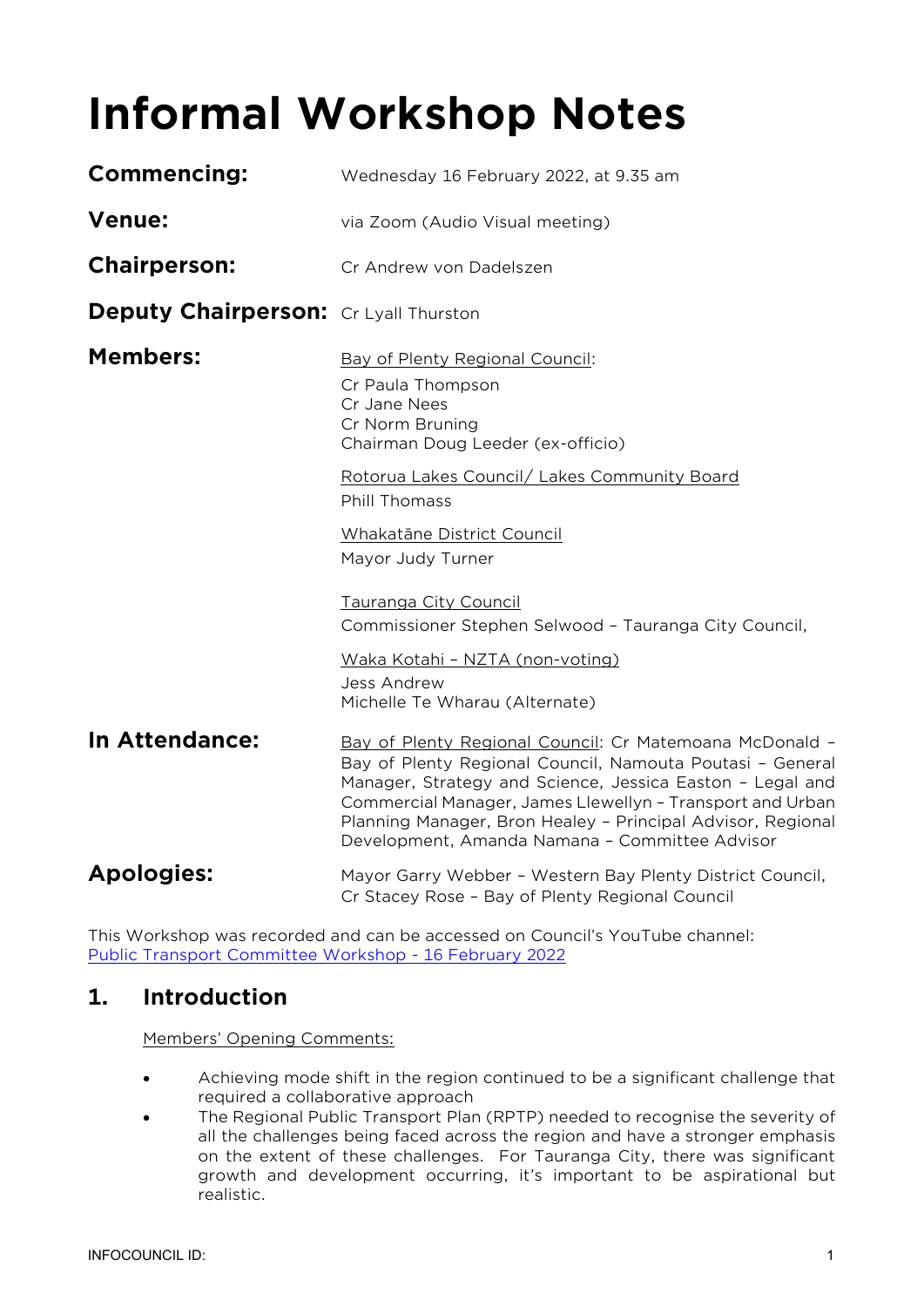# Informal Workshop Notes

**Commencing:** Wednesday 16 February 2022, at 9.35 am

**Venue:** via Zoom (Audio Visual meeting)

**Chairperson:** Cr Andrew von Dadelszen

**Deputy Chairperson:** Cr Lyall Thurston

**Members:**

Bay of Plenty Regional Council:
Cr Paula Thompson
Cr Jane Nees
Cr Norm Bruning
Chairman Doug Leeder (ex-officio)

Rotorua Lakes Council/ Lakes Community Board
Phill Thomass

Whakatāne District Council
Mayor Judy Turner

Tauranga City Council
Commissioner Stephen Selwood – Tauranga City Council,

Waka Kotahi – NZTA (non-voting)
Jess Andrew
Michelle Te Wharau (Alternate)

**In Attendance:** Bay of Plenty Regional Council: Cr Matemoana McDonald – Bay of Plenty Regional Council, Namouta Poutasi – General Manager, Strategy and Science, Jessica Easton – Legal and Commercial Manager, James Llewellyn – Transport and Urban Planning Manager, Bron Healey – Principal Advisor, Regional Development, Amanda Namana – Committee Advisor

**Apologies:** Mayor Garry Webber – Western Bay Plenty District Council, Cr Stacey Rose – Bay of Plenty Regional Council

This Workshop was recorded and can be accessed on Council's YouTube channel: Public Transport Committee Workshop - 16 February 2022

## 1. Introduction

Members' Opening Comments:

- Achieving mode shift in the region continued to be a significant challenge that required a collaborative approach
- The Regional Public Transport Plan (RPTP) needed to recognise the severity of all the challenges being faced across the region and have a stronger emphasis on the extent of these challenges. For Tauranga City, there was significant growth and development occurring, it's important to be aspirational but realistic.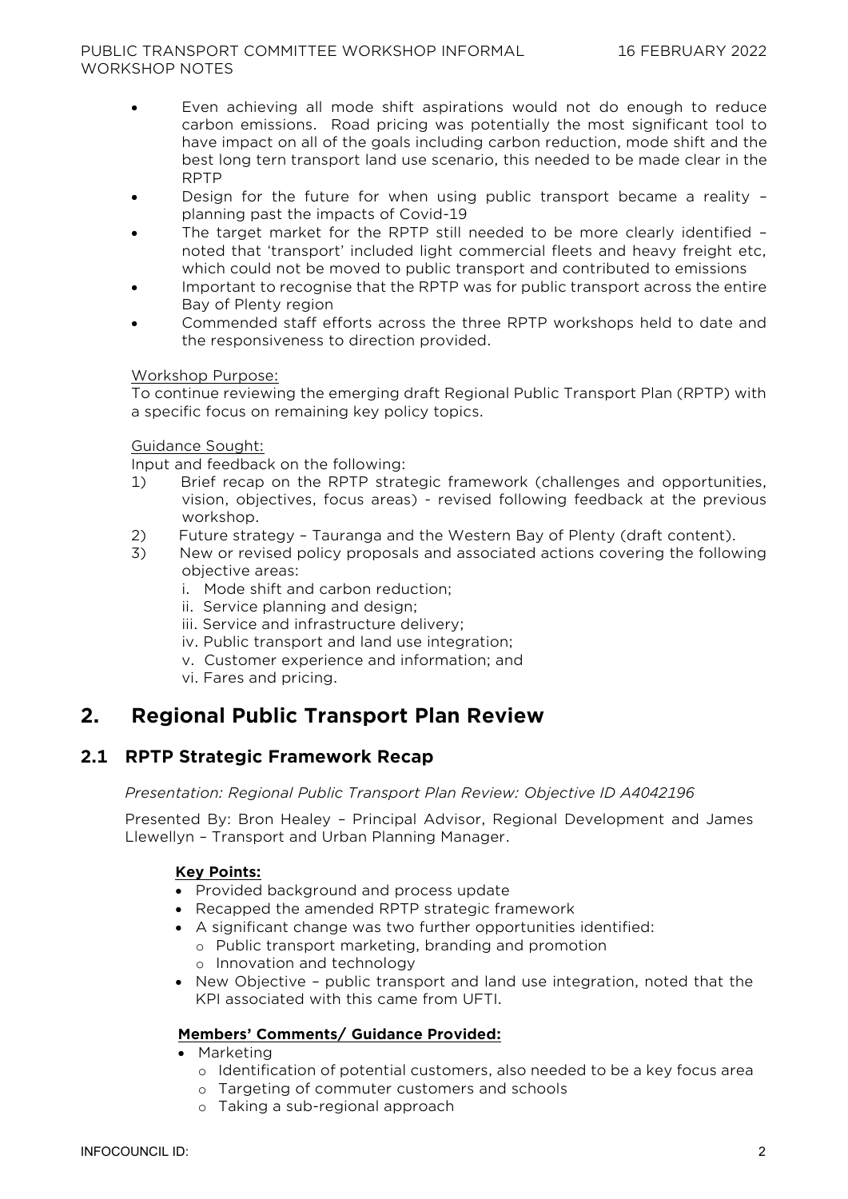- Even achieving all mode shift aspirations would not do enough to reduce carbon emissions. Road pricing was potentially the most significant tool to have impact on all of the goals including carbon reduction, mode shift and the best long tern transport land use scenario, this needed to be made clear in the RPTP
- Design for the future for when using public transport became a reality – planning past the impacts of Covid-19
- The target market for the RPTP still needed to be more clearly identified – noted that 'transport' included light commercial fleets and heavy freight etc, which could not be moved to public transport and contributed to emissions
- Important to recognise that the RPTP was for public transport across the entire Bay of Plenty region
- Commended staff efforts across the three RPTP workshops held to date and the responsiveness to direction provided.

Workshop Purpose:

To continue reviewing the emerging draft Regional Public Transport Plan (RPTP) with a specific focus on remaining key policy topics.

Guidance Sought:

Input and feedback on the following:

1) Brief recap on the RPTP strategic framework (challenges and opportunities, vision, objectives, focus areas) - revised following feedback at the previous workshop.
2) Future strategy – Tauranga and the Western Bay of Plenty (draft content).
3) New or revised policy proposals and associated actions covering the following objective areas:
   i. Mode shift and carbon reduction;
   ii. Service planning and design;
   iii. Service and infrastructure delivery;
   iv. Public transport and land use integration;
   v. Customer experience and information; and
   vi. Fares and pricing.

## 2. Regional Public Transport Plan Review

### 2.1 RPTP Strategic Framework Recap

*Presentation: Regional Public Transport Plan Review: Objective ID A4042196*

Presented By: Bron Healey – Principal Advisor, Regional Development and James Llewellyn – Transport and Urban Planning Manager.

**Key Points:**

- Provided background and process update
- Recapped the amended RPTP strategic framework
- A significant change was two further opportunities identified:
  - Public transport marketing, branding and promotion
  - Innovation and technology
- New Objective – public transport and land use integration, noted that the KPI associated with this came from UFTI.

**Members' Comments/ Guidance Provided:**

- Marketing
  - Identification of potential customers, also needed to be a key focus area
  - Targeting of commuter customers and schools
  - Taking a sub-regional approach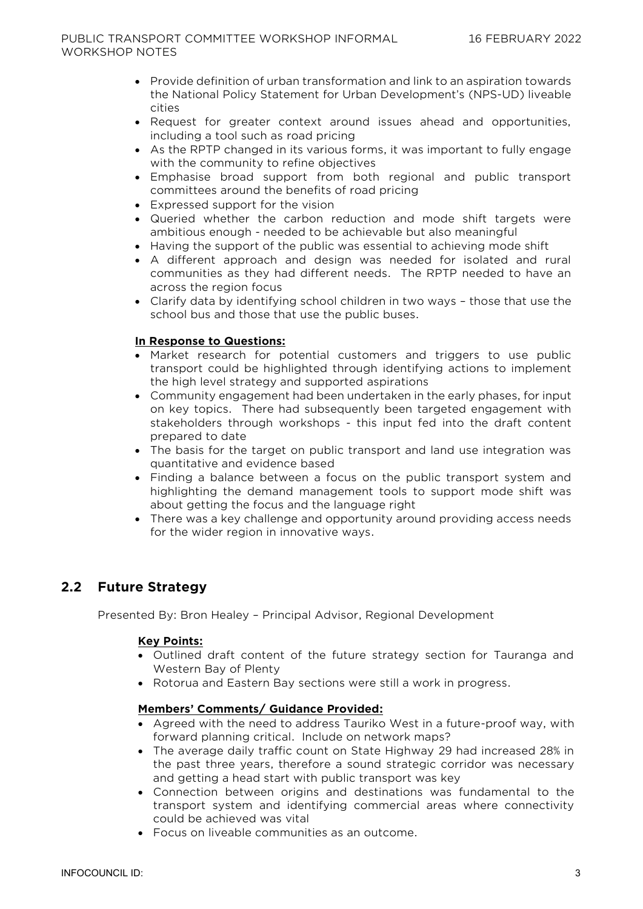- Provide definition of urban transformation and link to an aspiration towards the National Policy Statement for Urban Development's (NPS-UD) liveable cities
- Request for greater context around issues ahead and opportunities, including a tool such as road pricing
- As the RPTP changed in its various forms, it was important to fully engage with the community to refine objectives
- Emphasise broad support from both regional and public transport committees around the benefits of road pricing
- Expressed support for the vision
- Queried whether the carbon reduction and mode shift targets were ambitious enough - needed to be achievable but also meaningful
- Having the support of the public was essential to achieving mode shift
- A different approach and design was needed for isolated and rural communities as they had different needs. The RPTP needed to have an across the region focus
- Clarify data by identifying school children in two ways – those that use the school bus and those that use the public buses.

**In Response to Questions:**

- Market research for potential customers and triggers to use public transport could be highlighted through identifying actions to implement the high level strategy and supported aspirations
- Community engagement had been undertaken in the early phases, for input on key topics. There had subsequently been targeted engagement with stakeholders through workshops - this input fed into the draft content prepared to date
- The basis for the target on public transport and land use integration was quantitative and evidence based
- Finding a balance between a focus on the public transport system and highlighting the demand management tools to support mode shift was about getting the focus and the language right
- There was a key challenge and opportunity around providing access needs for the wider region in innovative ways.

## 2.2 Future Strategy

Presented By: Bron Healey – Principal Advisor, Regional Development

**Key Points:**

- Outlined draft content of the future strategy section for Tauranga and Western Bay of Plenty
- Rotorua and Eastern Bay sections were still a work in progress.

**Members' Comments/ Guidance Provided:**

- Agreed with the need to address Tauriko West in a future-proof way, with forward planning critical. Include on network maps?
- The average daily traffic count on State Highway 29 had increased 28% in the past three years, therefore a sound strategic corridor was necessary and getting a head start with public transport was key
- Connection between origins and destinations was fundamental to the transport system and identifying commercial areas where connectivity could be achieved was vital
- Focus on liveable communities as an outcome.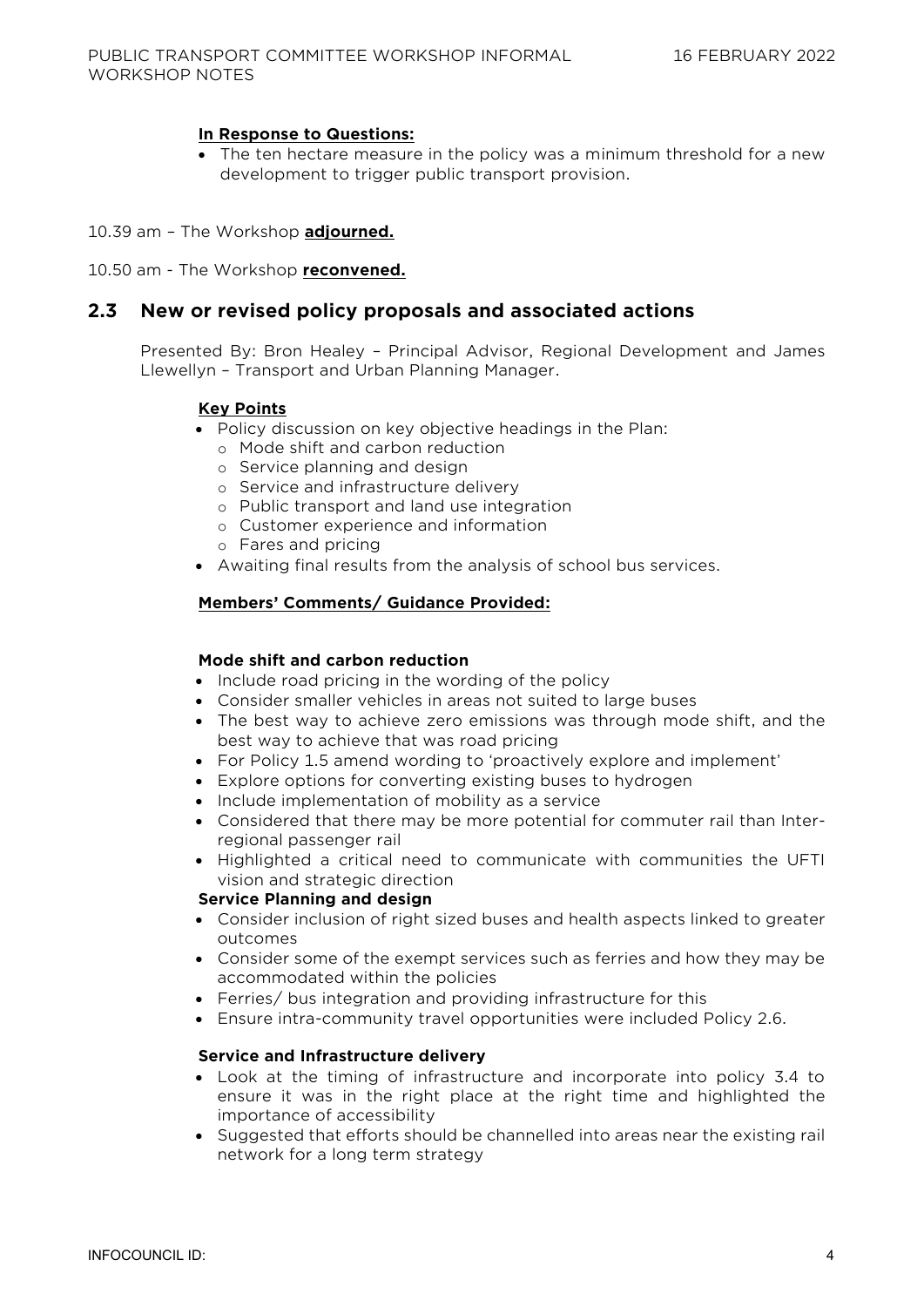**In Response to Questions:**

- The ten hectare measure in the policy was a minimum threshold for a new development to trigger public transport provision.

10.39 am – The Workshop **adjourned.**

10.50 am - The Workshop **reconvened.**

## 2.3 New or revised policy proposals and associated actions

Presented By: Bron Healey – Principal Advisor, Regional Development and James Llewellyn – Transport and Urban Planning Manager.

**Key Points**

- Policy discussion on key objective headings in the Plan:
  - Mode shift and carbon reduction
  - Service planning and design
  - Service and infrastructure delivery
  - Public transport and land use integration
  - Customer experience and information
  - Fares and pricing
- Awaiting final results from the analysis of school bus services.

**Members' Comments/ Guidance Provided:**

**Mode shift and carbon reduction**

- Include road pricing in the wording of the policy
- Consider smaller vehicles in areas not suited to large buses
- The best way to achieve zero emissions was through mode shift, and the best way to achieve that was road pricing
- For Policy 1.5 amend wording to 'proactively explore and implement'
- Explore options for converting existing buses to hydrogen
- Include implementation of mobility as a service
- Considered that there may be more potential for commuter rail than Inter-regional passenger rail
- Highlighted a critical need to communicate with communities the UFTI vision and strategic direction

**Service Planning and design**

- Consider inclusion of right sized buses and health aspects linked to greater outcomes
- Consider some of the exempt services such as ferries and how they may be accommodated within the policies
- Ferries/ bus integration and providing infrastructure for this
- Ensure intra-community travel opportunities were included Policy 2.6.

**Service and Infrastructure delivery**

- Look at the timing of infrastructure and incorporate into policy 3.4 to ensure it was in the right place at the right time and highlighted the importance of accessibility
- Suggested that efforts should be channelled into areas near the existing rail network for a long term strategy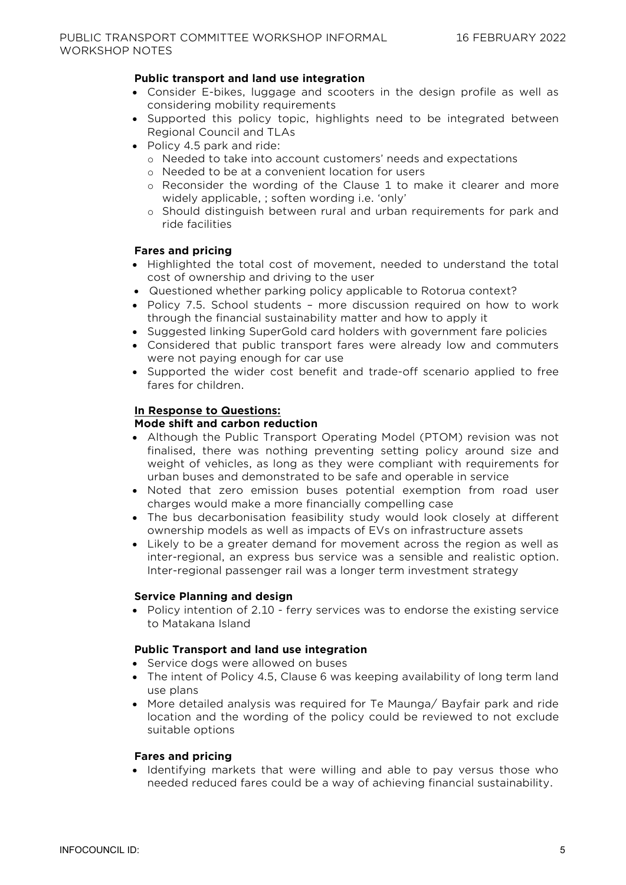**Public transport and land use integration**

- Consider E-bikes, luggage and scooters in the design profile as well as considering mobility requirements
- Supported this policy topic, highlights need to be integrated between Regional Council and TLAs
- Policy 4.5 park and ride:
  - Needed to take into account customers' needs and expectations
  - Needed to be at a convenient location for users
  - Reconsider the wording of the Clause 1 to make it clearer and more widely applicable, ; soften wording i.e. 'only'
  - Should distinguish between rural and urban requirements for park and ride facilities

**Fares and pricing**

- Highlighted the total cost of movement, needed to understand the total cost of ownership and driving to the user
- Questioned whether parking policy applicable to Rotorua context?
- Policy 7.5. School students – more discussion required on how to work through the financial sustainability matter and how to apply it
- Suggested linking SuperGold card holders with government fare policies
- Considered that public transport fares were already low and commuters were not paying enough for car use
- Supported the wider cost benefit and trade-off scenario applied to free fares for children.

**<u>In Response to Questions:</u>**

**Mode shift and carbon reduction**

- Although the Public Transport Operating Model (PTOM) revision was not finalised, there was nothing preventing setting policy around size and weight of vehicles, as long as they were compliant with requirements for urban buses and demonstrated to be safe and operable in service
- Noted that zero emission buses potential exemption from road user charges would make a more financially compelling case
- The bus decarbonisation feasibility study would look closely at different ownership models as well as impacts of EVs on infrastructure assets
- Likely to be a greater demand for movement across the region as well as inter-regional, an express bus service was a sensible and realistic option. Inter-regional passenger rail was a longer term investment strategy

**Service Planning and design**

- Policy intention of 2.10 - ferry services was to endorse the existing service to Matakana Island

**Public Transport and land use integration**

- Service dogs were allowed on buses
- The intent of Policy 4.5, Clause 6 was keeping availability of long term land use plans
- More detailed analysis was required for Te Maunga/ Bayfair park and ride location and the wording of the policy could be reviewed to not exclude suitable options

**Fares and pricing**

- Identifying markets that were willing and able to pay versus those who needed reduced fares could be a way of achieving financial sustainability.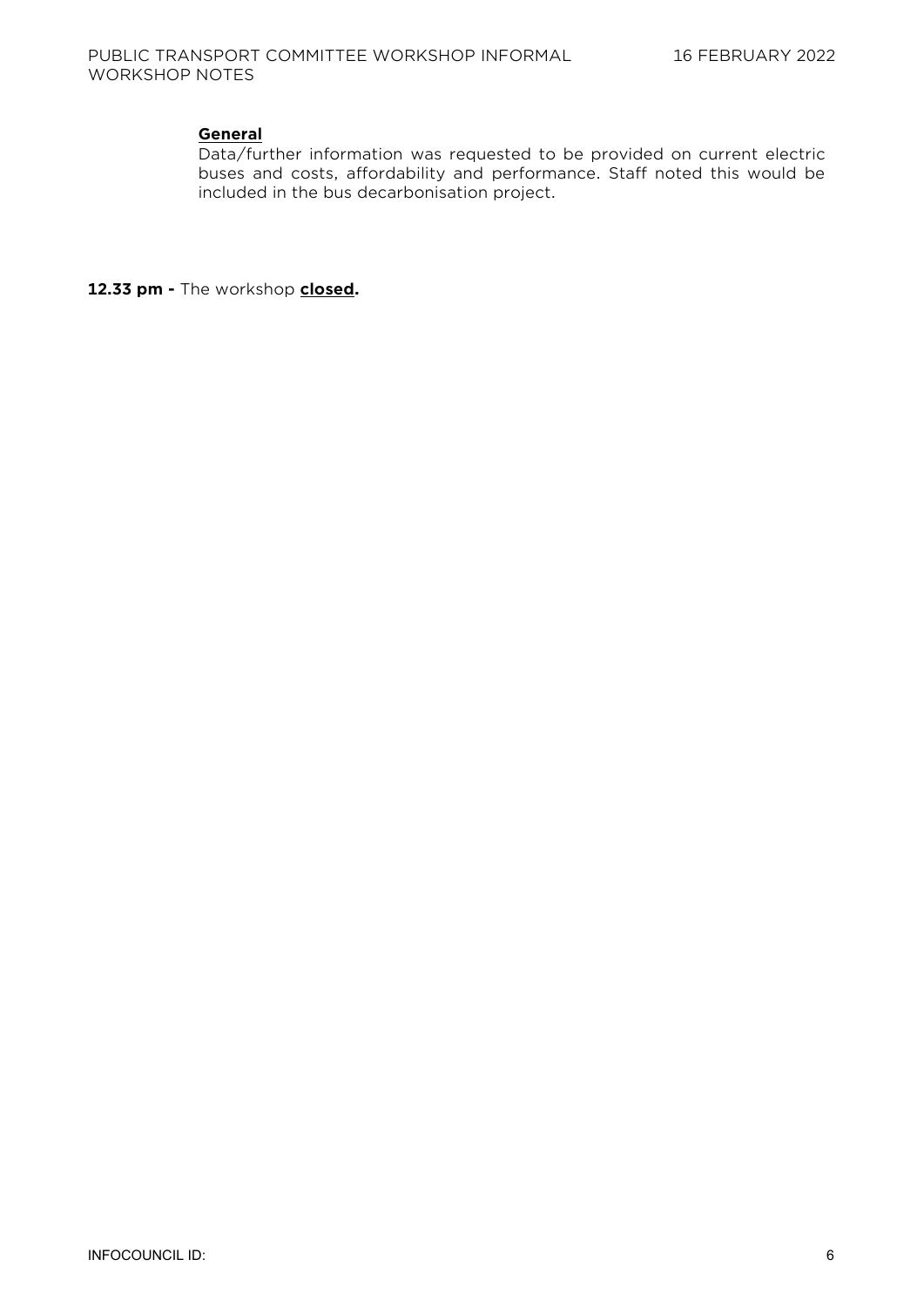**General**

Data/further information was requested to be provided on current electric buses and costs, affordability and performance. Staff noted this would be included in the bus decarbonisation project.

**12.33 pm -** The workshop **closed.**